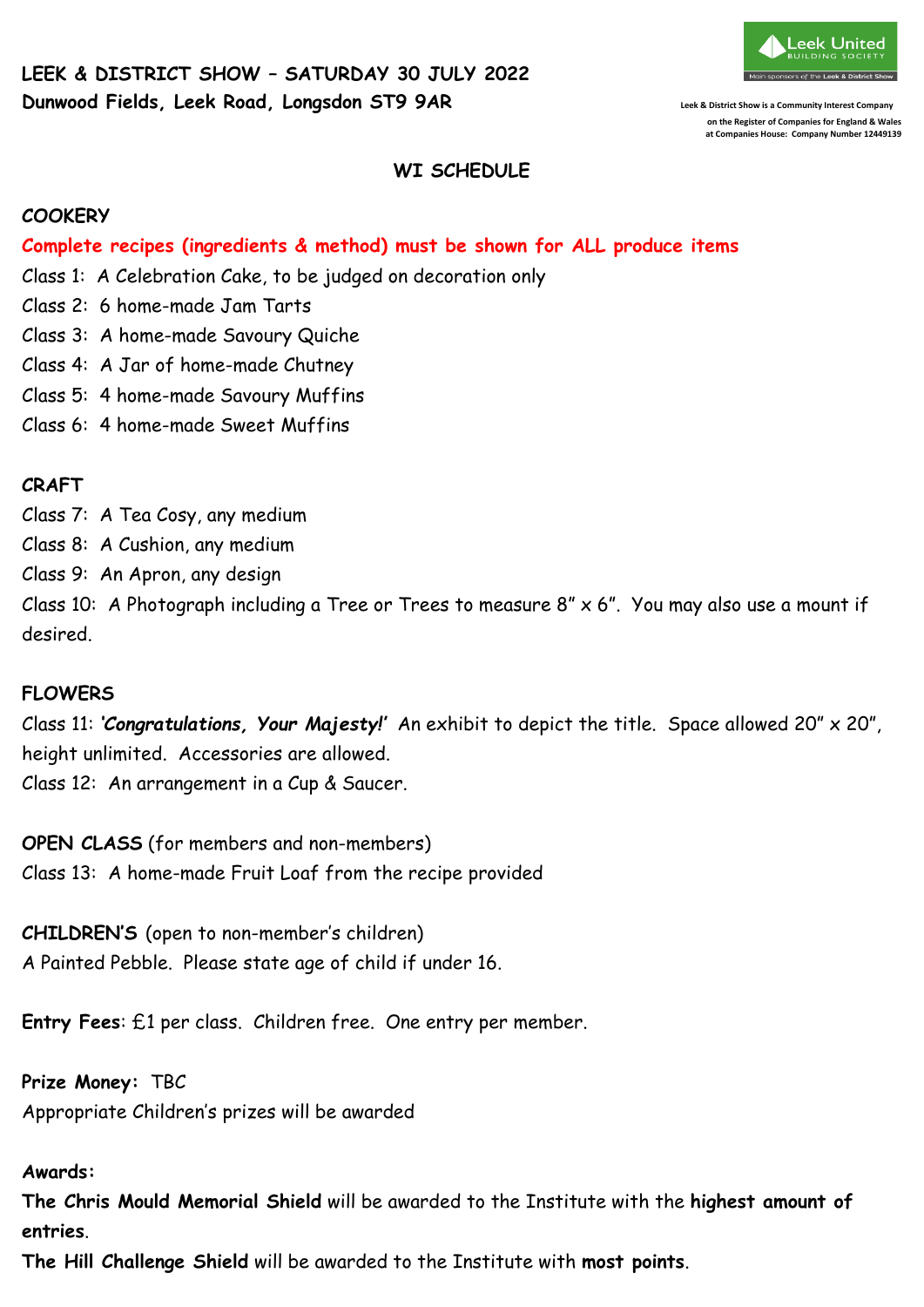# LEEK & DISTRICT SHOW – SATURDAY 30 JULY 2022
**Dunwood Fields, Leek Road, Longsdon ST9 9AR**

Leek United BUILDING SOCIETY
Main sponsors of the Leek & District Show

Leek & District Show is a Community Interest Company on the Register of Companies for England & Wales at Companies House: Company Number 12449139

## WI SCHEDULE

### COOKERY

**Complete recipes (ingredients & method) must be shown for ALL produce items**

Class 1: A Celebration Cake, to be judged on decoration only
Class 2: 6 home-made Jam Tarts
Class 3: A home-made Savoury Quiche
Class 4: A Jar of home-made Chutney
Class 5: 4 home-made Savoury Muffins
Class 6: 4 home-made Sweet Muffins

### CRAFT

Class 7: A Tea Cosy, any medium
Class 8: A Cushion, any medium
Class 9: An Apron, any design
Class 10: A Photograph including a Tree or Trees to measure 8" x 6". You may also use a mount if desired.

### FLOWERS

Class 11: ***'Congratulations, Your Majesty!'*** An exhibit to depict the title. Space allowed 20" x 20", height unlimited. Accessories are allowed.
Class 12: An arrangement in a Cup & Saucer.

**OPEN CLASS** (for members and non-members)
Class 13: A home-made Fruit Loaf from the recipe provided

**CHILDREN'S** (open to non-member's children)
A Painted Pebble. Please state age of child if under 16.

**Entry Fees**: £1 per class. Children free. One entry per member.

**Prize Money:** TBC
Appropriate Children's prizes will be awarded

**Awards:**
**The Chris Mould Memorial Shield** will be awarded to the Institute with the **highest amount of entries**.
**The Hill Challenge Shield** will be awarded to the Institute with **most points**.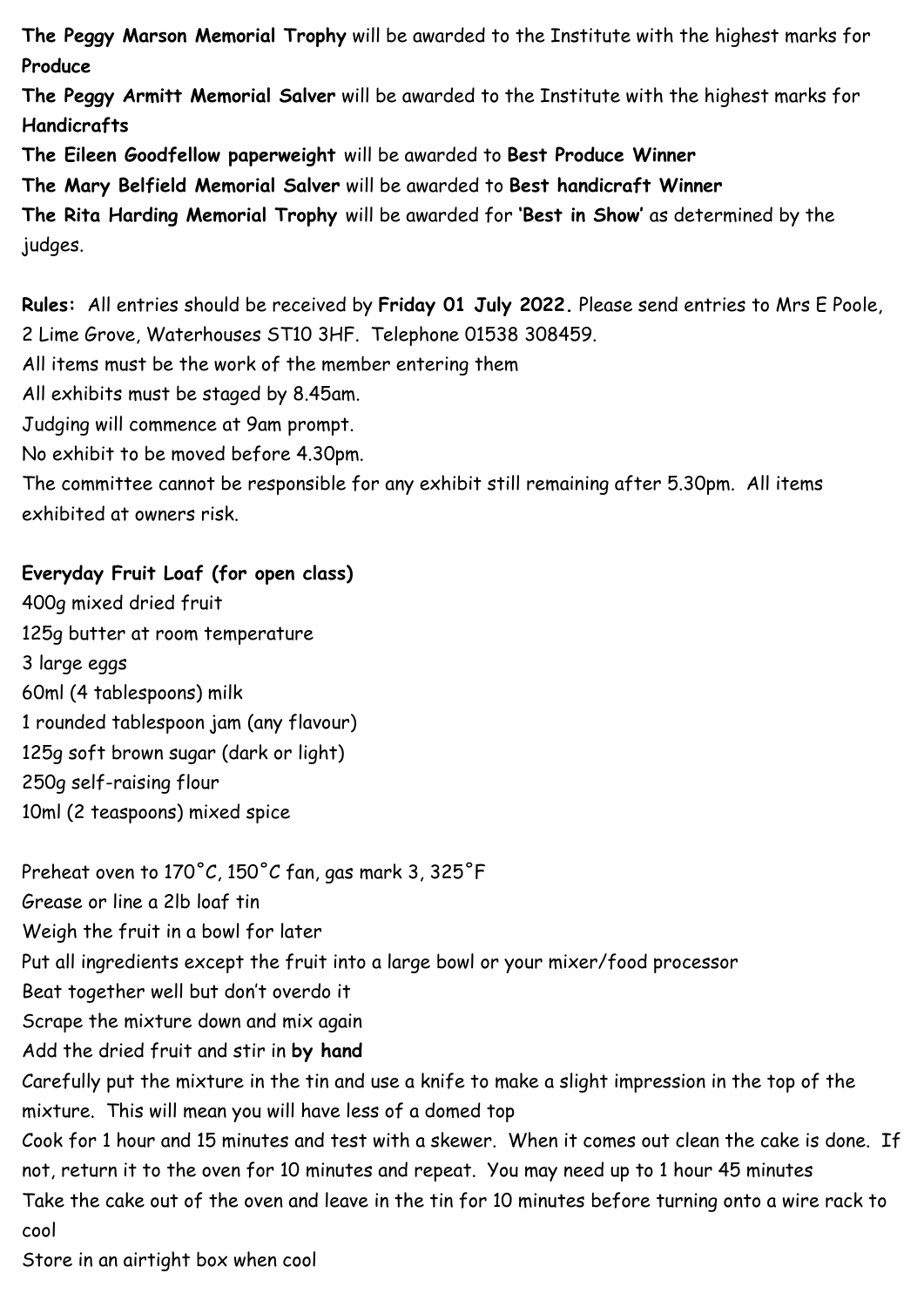**The Peggy Marson Memorial Trophy** will be awarded to the Institute with the highest marks for **Produce**
**The Peggy Armitt Memorial Salver** will be awarded to the Institute with the highest marks for **Handicrafts**
**The Eileen Goodfellow paperweight** will be awarded to **Best Produce Winner**
**The Mary Belfield Memorial Salver** will be awarded to **Best handicraft Winner**
**The Rita Harding Memorial Trophy** will be awarded for **'Best in Show'** as determined by the judges.

**Rules:** All entries should be received by **Friday 01 July 2022.** Please send entries to Mrs E Poole, 2 Lime Grove, Waterhouses ST10 3HF. Telephone 01538 308459.
All items must be the work of the member entering them
All exhibits must be staged by 8.45am.
Judging will commence at 9am prompt.
No exhibit to be moved before 4.30pm.
The committee cannot be responsible for any exhibit still remaining after 5.30pm. All items exhibited at owners risk.

**Everyday Fruit Loaf (for open class)**
400g mixed dried fruit
125g butter at room temperature
3 large eggs
60ml (4 tablespoons) milk
1 rounded tablespoon jam (any flavour)
125g soft brown sugar (dark or light)
250g self-raising flour
10ml (2 teaspoons) mixed spice

Preheat oven to 170˚C, 150˚C fan, gas mark 3, 325˚F
Grease or line a 2lb loaf tin
Weigh the fruit in a bowl for later
Put all ingredients except the fruit into a large bowl or your mixer/food processor
Beat together well but don't overdo it
Scrape the mixture down and mix again
Add the dried fruit and stir in **by hand**
Carefully put the mixture in the tin and use a knife to make a slight impression in the top of the mixture. This will mean you will have less of a domed top
Cook for 1 hour and 15 minutes and test with a skewer. When it comes out clean the cake is done. If not, return it to the oven for 10 minutes and repeat. You may need up to 1 hour 45 minutes
Take the cake out of the oven and leave in the tin for 10 minutes before turning onto a wire rack to cool
Store in an airtight box when cool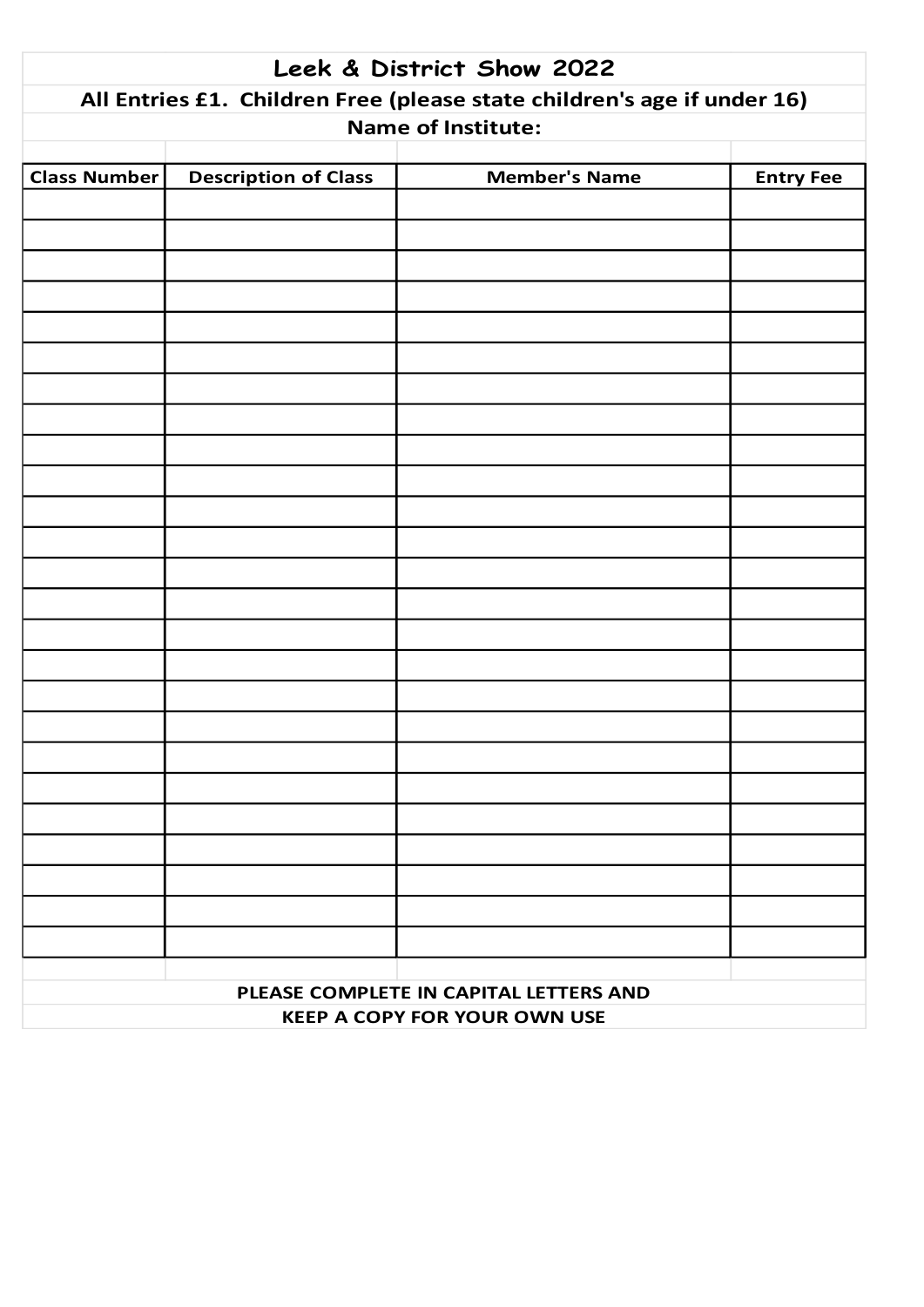# Leek & District Show 2022

**All Entries £1. Children Free (please state children's age if under 16)**

**Name of Institute:**

| Class Number | Description of Class | Member's Name | Entry Fee |
|---|---|---|---|
| | | | |
| | | | |
| | | | |
| | | | |
| | | | |
| | | | |
| | | | |
| | | | |
| | | | |
| | | | |
| | | | |
| | | | |
| | | | |
| | | | |
| | | | |
| | | | |
| | | | |
| | | | |
| | | | |
| | | | |
| | | | |
| | | | |
| | | | |
| | | | |
| | | | |

**PLEASE COMPLETE IN CAPITAL LETTERS AND KEEP A COPY FOR YOUR OWN USE**